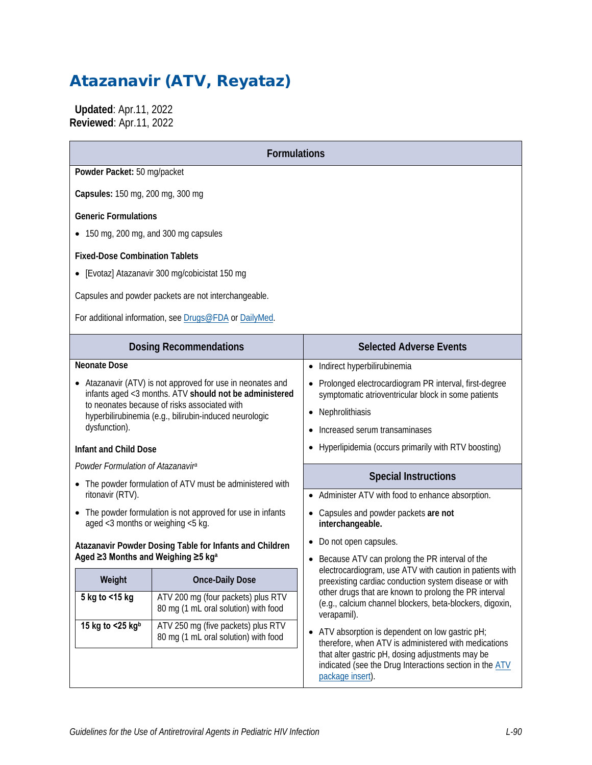# Atazanavir (ATV, Reyataz)

**Updated**: Apr.11, 2022
**Reviewed**: Apr.11, 2022

## Formulations

**Powder Packet:** 50 mg/packet

**Capsules:** 150 mg, 200 mg, 300 mg

**Generic Formulations**

- 150 mg, 200 mg, and 300 mg capsules

**Fixed-Dose Combination Tablets**

- [Evotaz] Atazanavir 300 mg/cobicistat 150 mg

Capsules and powder packets are not interchangeable.

For additional information, see Drugs@FDA or DailyMed.

## Dosing Recommendations

**Neonate Dose**

- Atazanavir (ATV) is not approved for use in neonates and infants aged <3 months. ATV **should not be administered** to neonates because of risks associated with hyperbilirubinemia (e.g., bilirubin-induced neurologic dysfunction).

**Infant and Child Dose**

*Powder Formulation of Atazanavir*[a]

- The powder formulation of ATV must be administered with ritonavir (RTV).
- The powder formulation is not approved for use in infants aged <3 months or weighing <5 kg.

**Atazanavir Powder Dosing Table for Infants and Children Aged ≥3 Months and Weighing ≥5 kg**[a]

| Weight | Once-Daily Dose |
| --- | --- |
| **5 kg to <15 kg** | ATV 200 mg (four packets) plus RTV 80 mg (1 mL oral solution) with food |
| **15 kg to <25 kg**[b] | ATV 250 mg (five packets) plus RTV 80 mg (1 mL oral solution) with food |

## Selected Adverse Events

- Indirect hyperbilirubinemia
- Prolonged electrocardiogram PR interval, first-degree symptomatic atrioventricular block in some patients
- Nephrolithiasis
- Increased serum transaminases
- Hyperlipidemia (occurs primarily with RTV boosting)

## Special Instructions

- Administer ATV with food to enhance absorption.
- Capsules and powder packets **are not interchangeable.**
- Do not open capsules.
- Because ATV can prolong the PR interval of the electrocardiogram, use ATV with caution in patients with preexisting cardiac conduction system disease or with other drugs that are known to prolong the PR interval (e.g., calcium channel blockers, beta-blockers, digoxin, verapamil).
- ATV absorption is dependent on low gastric pH; therefore, when ATV is administered with medications that alter gastric pH, dosing adjustments may be indicated (see the Drug Interactions section in the ATV package insert).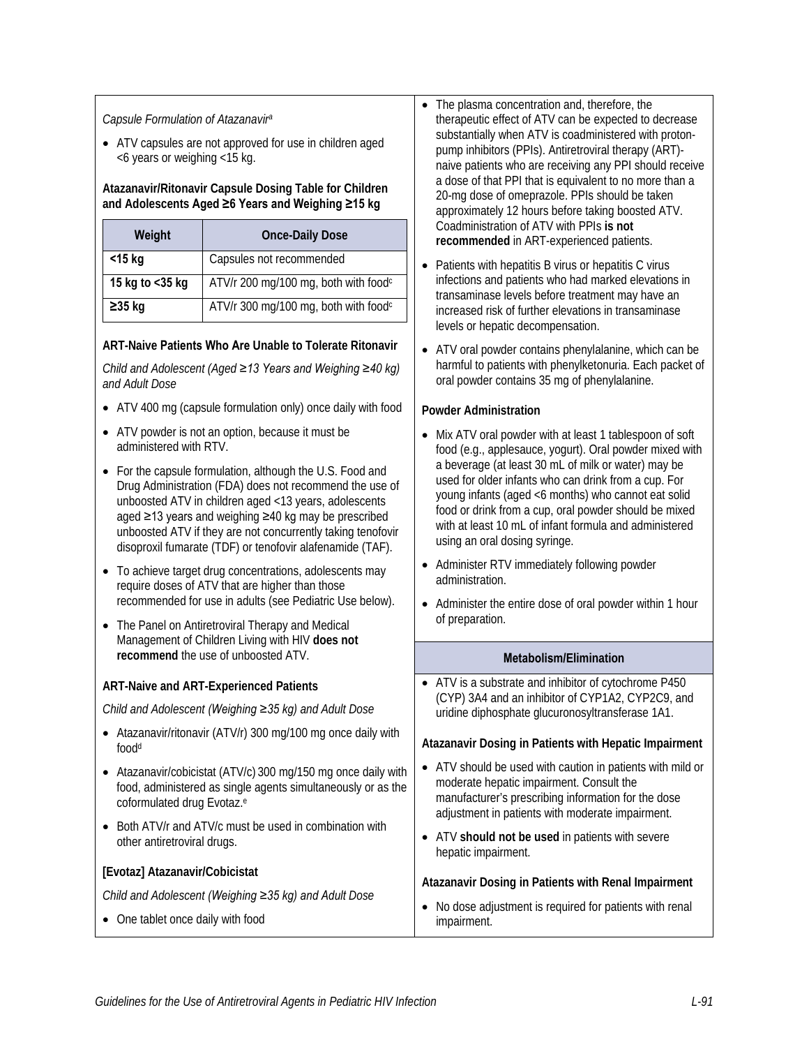*Capsule Formulation of Atazanavir*[a]

- ATV capsules are not approved for use in children aged <6 years or weighing <15 kg.

**Atazanavir/Ritonavir Capsule Dosing Table for Children and Adolescents Aged ≥6 Years and Weighing ≥15 kg**

| Weight | Once-Daily Dose |
|---|---|
| <15 kg | Capsules not recommended |
| 15 kg to <35 kg | ATV/r 200 mg/100 mg, both with food[c] |
| ≥35 kg | ATV/r 300 mg/100 mg, both with food[c] |

**ART-Naive Patients Who Are Unable to Tolerate Ritonavir**

*Child and Adolescent (Aged ≥13 Years and Weighing ≥40 kg) and Adult Dose*

- ATV 400 mg (capsule formulation only) once daily with food
- ATV powder is not an option, because it must be administered with RTV.
- For the capsule formulation, although the U.S. Food and Drug Administration (FDA) does not recommend the use of unboosted ATV in children aged <13 years, adolescents aged ≥13 years and weighing ≥40 kg may be prescribed unboosted ATV if they are not concurrently taking tenofovir disoproxil fumarate (TDF) or tenofovir alafenamide (TAF).
- To achieve target drug concentrations, adolescents may require doses of ATV that are higher than those recommended for use in adults (see Pediatric Use below).
- The Panel on Antiretroviral Therapy and Medical Management of Children Living with HIV **does not recommend** the use of unboosted ATV.

**ART-Naive and ART-Experienced Patients**

*Child and Adolescent (Weighing ≥35 kg) and Adult Dose*

- Atazanavir/ritonavir (ATV/r) 300 mg/100 mg once daily with food[d]
- Atazanavir/cobicistat (ATV/c) 300 mg/150 mg once daily with food, administered as single agents simultaneously or as the coformulated drug Evotaz.[e]
- Both ATV/r and ATV/c must be used in combination with other antiretroviral drugs.

**[Evotaz] Atazanavir/Cobicistat**

*Child and Adolescent (Weighing ≥35 kg) and Adult Dose*

- One tablet once daily with food

- The plasma concentration and, therefore, the therapeutic effect of ATV can be expected to decrease substantially when ATV is coadministered with proton-pump inhibitors (PPIs). Antiretroviral therapy (ART)-naive patients who are receiving any PPI should receive a dose of that PPI that is equivalent to no more than a 20-mg dose of omeprazole. PPIs should be taken approximately 12 hours before taking boosted ATV. Coadministration of ATV with PPIs **is not recommended** in ART-experienced patients.
- Patients with hepatitis B virus or hepatitis C virus infections and patients who had marked elevations in transaminase levels before treatment may have an increased risk of further elevations in transaminase levels or hepatic decompensation.
- ATV oral powder contains phenylalanine, which can be harmful to patients with phenylketonuria. Each packet of oral powder contains 35 mg of phenylalanine.

**Powder Administration**

- Mix ATV oral powder with at least 1 tablespoon of soft food (e.g., applesauce, yogurt). Oral powder mixed with a beverage (at least 30 mL of milk or water) may be used for older infants who can drink from a cup. For young infants (aged <6 months) who cannot eat solid food or drink from a cup, oral powder should be mixed with at least 10 mL of infant formula and administered using an oral dosing syringe.
- Administer RTV immediately following powder administration.
- Administer the entire dose of oral powder within 1 hour of preparation.

**Metabolism/Elimination**

- ATV is a substrate and inhibitor of cytochrome P450 (CYP) 3A4 and an inhibitor of CYP1A2, CYP2C9, and uridine diphosphate glucuronosyltransferase 1A1.

**Atazanavir Dosing in Patients with Hepatic Impairment**

- ATV should be used with caution in patients with mild or moderate hepatic impairment. Consult the manufacturer's prescribing information for the dose adjustment in patients with moderate impairment.
- ATV **should not be used** in patients with severe hepatic impairment.

**Atazanavir Dosing in Patients with Renal Impairment**

- No dose adjustment is required for patients with renal impairment.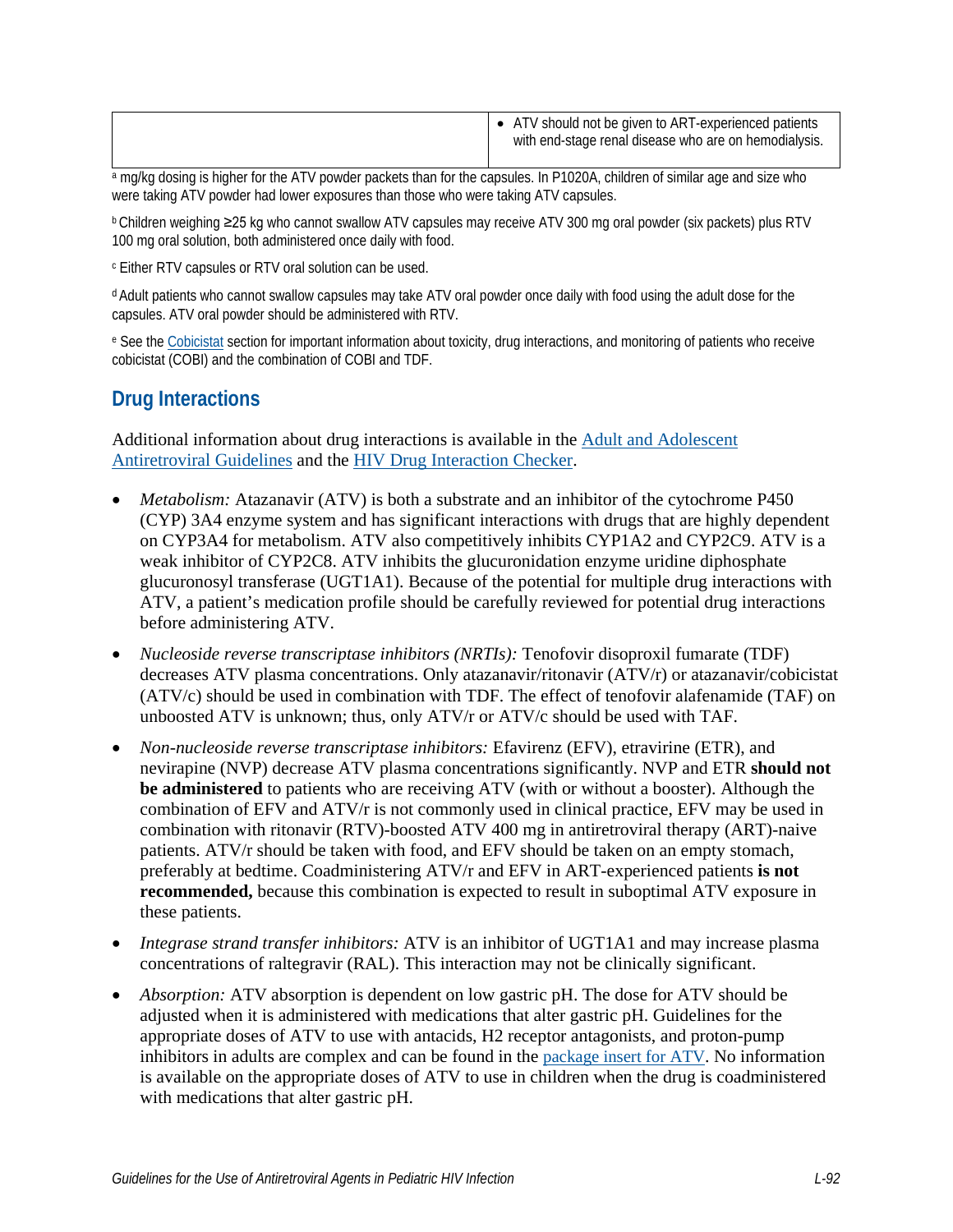| | |
|---|---|
| | • ATV should not be given to ART-experienced patients with end-stage renal disease who are on hemodialysis. |

[a] mg/kg dosing is higher for the ATV powder packets than for the capsules. In P1020A, children of similar age and size who were taking ATV powder had lower exposures than those who were taking ATV capsules.

[b] Children weighing ≥25 kg who cannot swallow ATV capsules may receive ATV 300 mg oral powder (six packets) plus RTV 100 mg oral solution, both administered once daily with food.

[c] Either RTV capsules or RTV oral solution can be used.

[d] Adult patients who cannot swallow capsules may take ATV oral powder once daily with food using the adult dose for the capsules. ATV oral powder should be administered with RTV.

[e] See the Cobicistat section for important information about toxicity, drug interactions, and monitoring of patients who receive cobicistat (COBI) and the combination of COBI and TDF.

## Drug Interactions

Additional information about drug interactions is available in the Adult and Adolescent Antiretroviral Guidelines and the HIV Drug Interaction Checker.

- *Metabolism:* Atazanavir (ATV) is both a substrate and an inhibitor of the cytochrome P450 (CYP) 3A4 enzyme system and has significant interactions with drugs that are highly dependent on CYP3A4 for metabolism. ATV also competitively inhibits CYP1A2 and CYP2C9. ATV is a weak inhibitor of CYP2C8. ATV inhibits the glucuronidation enzyme uridine diphosphate glucuronosyl transferase (UGT1A1). Because of the potential for multiple drug interactions with ATV, a patient's medication profile should be carefully reviewed for potential drug interactions before administering ATV.
- *Nucleoside reverse transcriptase inhibitors (NRTIs):* Tenofovir disoproxil fumarate (TDF) decreases ATV plasma concentrations. Only atazanavir/ritonavir (ATV/r) or atazanavir/cobicistat (ATV/c) should be used in combination with TDF. The effect of tenofovir alafenamide (TAF) on unboosted ATV is unknown; thus, only ATV/r or ATV/c should be used with TAF.
- *Non-nucleoside reverse transcriptase inhibitors:* Efavirenz (EFV), etravirine (ETR), and nevirapine (NVP) decrease ATV plasma concentrations significantly. NVP and ETR **should not be administered** to patients who are receiving ATV (with or without a booster). Although the combination of EFV and ATV/r is not commonly used in clinical practice, EFV may be used in combination with ritonavir (RTV)-boosted ATV 400 mg in antiretroviral therapy (ART)-naive patients. ATV/r should be taken with food, and EFV should be taken on an empty stomach, preferably at bedtime. Coadministering ATV/r and EFV in ART-experienced patients **is not recommended,** because this combination is expected to result in suboptimal ATV exposure in these patients.
- *Integrase strand transfer inhibitors:* ATV is an inhibitor of UGT1A1 and may increase plasma concentrations of raltegravir (RAL). This interaction may not be clinically significant.
- *Absorption:* ATV absorption is dependent on low gastric pH. The dose for ATV should be adjusted when it is administered with medications that alter gastric pH. Guidelines for the appropriate doses of ATV to use with antacids, H2 receptor antagonists, and proton-pump inhibitors in adults are complex and can be found in the package insert for ATV. No information is available on the appropriate doses of ATV to use in children when the drug is coadministered with medications that alter gastric pH.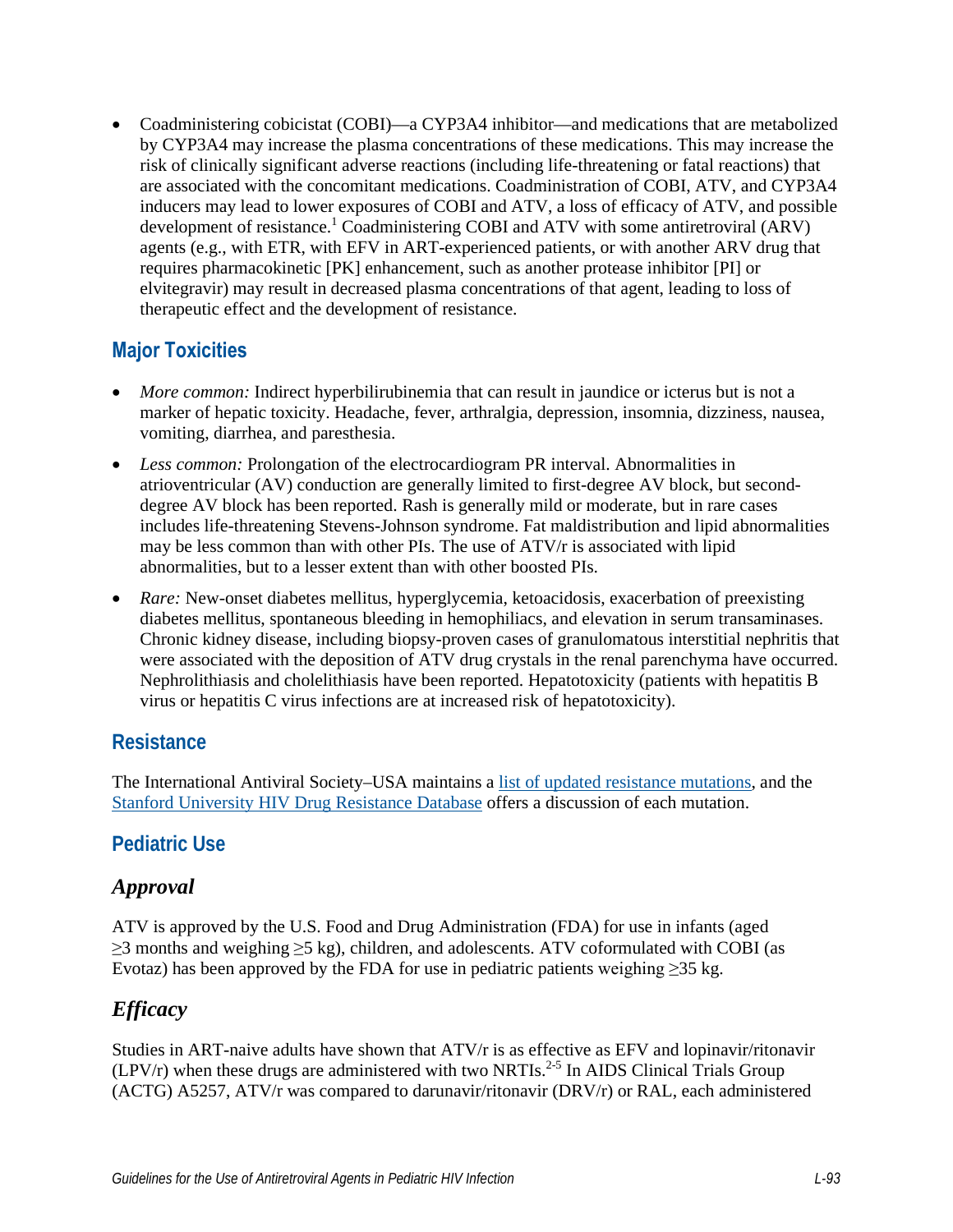- Coadministering cobicistat (COBI)—a CYP3A4 inhibitor—and medications that are metabolized by CYP3A4 may increase the plasma concentrations of these medications. This may increase the risk of clinically significant adverse reactions (including life-threatening or fatal reactions) that are associated with the concomitant medications. Coadministration of COBI, ATV, and CYP3A4 inducers may lead to lower exposures of COBI and ATV, a loss of efficacy of ATV, and possible development of resistance.[1] Coadministering COBI and ATV with some antiretroviral (ARV) agents (e.g., with ETR, with EFV in ART-experienced patients, or with another ARV drug that requires pharmacokinetic [PK] enhancement, such as another protease inhibitor [PI] or elvitegravir) may result in decreased plasma concentrations of that agent, leading to loss of therapeutic effect and the development of resistance.

## Major Toxicities

- *More common:* Indirect hyperbilirubinemia that can result in jaundice or icterus but is not a marker of hepatic toxicity. Headache, fever, arthralgia, depression, insomnia, dizziness, nausea, vomiting, diarrhea, and paresthesia.
- *Less common:* Prolongation of the electrocardiogram PR interval. Abnormalities in atrioventricular (AV) conduction are generally limited to first-degree AV block, but second-degree AV block has been reported. Rash is generally mild or moderate, but in rare cases includes life-threatening Stevens-Johnson syndrome. Fat maldistribution and lipid abnormalities may be less common than with other PIs. The use of ATV/r is associated with lipid abnormalities, but to a lesser extent than with other boosted PIs.
- *Rare:* New-onset diabetes mellitus, hyperglycemia, ketoacidosis, exacerbation of preexisting diabetes mellitus, spontaneous bleeding in hemophiliacs, and elevation in serum transaminases. Chronic kidney disease, including biopsy-proven cases of granulomatous interstitial nephritis that were associated with the deposition of ATV drug crystals in the renal parenchyma have occurred. Nephrolithiasis and cholelithiasis have been reported. Hepatotoxicity (patients with hepatitis B virus or hepatitis C virus infections are at increased risk of hepatotoxicity).

## Resistance

The International Antiviral Society–USA maintains a list of updated resistance mutations, and the Stanford University HIV Drug Resistance Database offers a discussion of each mutation.

## Pediatric Use

### *Approval*

ATV is approved by the U.S. Food and Drug Administration (FDA) for use in infants (aged ≥3 months and weighing ≥5 kg), children, and adolescents. ATV coformulated with COBI (as Evotaz) has been approved by the FDA for use in pediatric patients weighing ≥35 kg.

### *Efficacy*

Studies in ART-naive adults have shown that ATV/r is as effective as EFV and lopinavir/ritonavir (LPV/r) when these drugs are administered with two NRTIs.[2-5] In AIDS Clinical Trials Group (ACTG) A5257, ATV/r was compared to darunavir/ritonavir (DRV/r) or RAL, each administered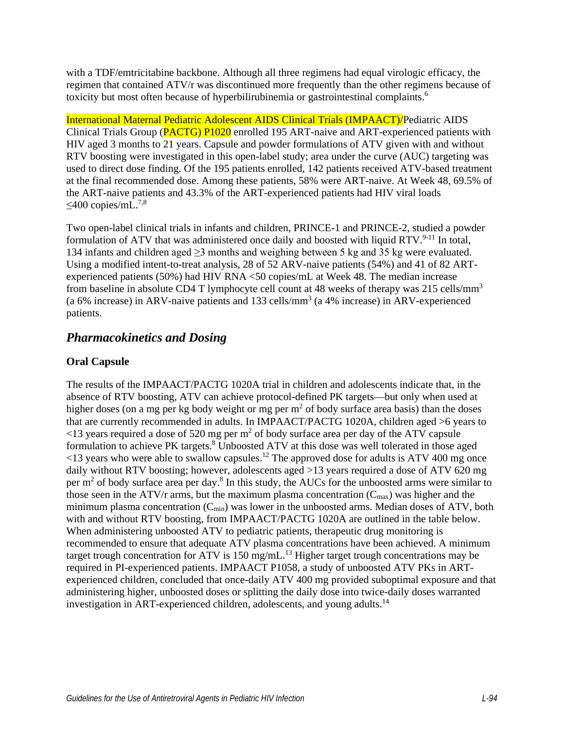with a TDF/emtricitabine backbone. Although all three regimens had equal virologic efficacy, the regimen that contained ATV/r was discontinued more frequently than the other regimens because of toxicity but most often because of hyperbilirubinemia or gastrointestinal complaints.[6]

International Maternal Pediatric Adolescent AIDS Clinical Trials (IMPAACT)/Pediatric AIDS Clinical Trials Group (PACTG) P1020 enrolled 195 ART-naive and ART-experienced patients with HIV aged 3 months to 21 years. Capsule and powder formulations of ATV given with and without RTV boosting were investigated in this open-label study; area under the curve (AUC) targeting was used to direct dose finding. Of the 195 patients enrolled, 142 patients received ATV-based treatment at the final recommended dose. Among these patients, 58% were ART-naive. At Week 48, 69.5% of the ART-naive patients and 43.3% of the ART-experienced patients had HIV viral loads ≤400 copies/mL.[7,8]

Two open-label clinical trials in infants and children, PRINCE-1 and PRINCE-2, studied a powder formulation of ATV that was administered once daily and boosted with liquid RTV.[9-11] In total, 134 infants and children aged ≥3 months and weighing between 5 kg and 35 kg were evaluated. Using a modified intent-to-treat analysis, 28 of 52 ARV-naive patients (54%) and 41 of 82 ART-experienced patients (50%) had HIV RNA <50 copies/mL at Week 48. The median increase from baseline in absolute CD4 T lymphocyte cell count at 48 weeks of therapy was 215 cells/mm$^3$ (a 6% increase) in ARV-naive patients and 133 cells/mm$^3$ (a 4% increase) in ARV-experienced patients.

## *Pharmacokinetics and Dosing*

### Oral Capsule

The results of the IMPAACT/PACTG 1020A trial in children and adolescents indicate that, in the absence of RTV boosting, ATV can achieve protocol-defined PK targets—but only when used at higher doses (on a mg per kg body weight or mg per m$^2$ of body surface area basis) than the doses that are currently recommended in adults. In IMPAACT/PACTG 1020A, children aged >6 years to <13 years required a dose of 520 mg per m$^2$ of body surface area per day of the ATV capsule formulation to achieve PK targets.[8] Unboosted ATV at this dose was well tolerated in those aged <13 years who were able to swallow capsules.[12] The approved dose for adults is ATV 400 mg once daily without RTV boosting; however, adolescents aged >13 years required a dose of ATV 620 mg per m$^2$ of body surface area per day.[8] In this study, the AUCs for the unboosted arms were similar to those seen in the ATV/r arms, but the maximum plasma concentration ($C_{max}$) was higher and the minimum plasma concentration ($C_{min}$) was lower in the unboosted arms. Median doses of ATV, both with and without RTV boosting, from IMPAACT/PACTG 1020A are outlined in the table below. When administering unboosted ATV to pediatric patients, therapeutic drug monitoring is recommended to ensure that adequate ATV plasma concentrations have been achieved. A minimum target trough concentration for ATV is 150 mg/mL.[13] Higher target trough concentrations may be required in PI-experienced patients. IMPAACT P1058, a study of unboosted ATV PKs in ART-experienced children, concluded that once-daily ATV 400 mg provided suboptimal exposure and that administering higher, unboosted doses or splitting the daily dose into twice-daily doses warranted investigation in ART-experienced children, adolescents, and young adults.[14]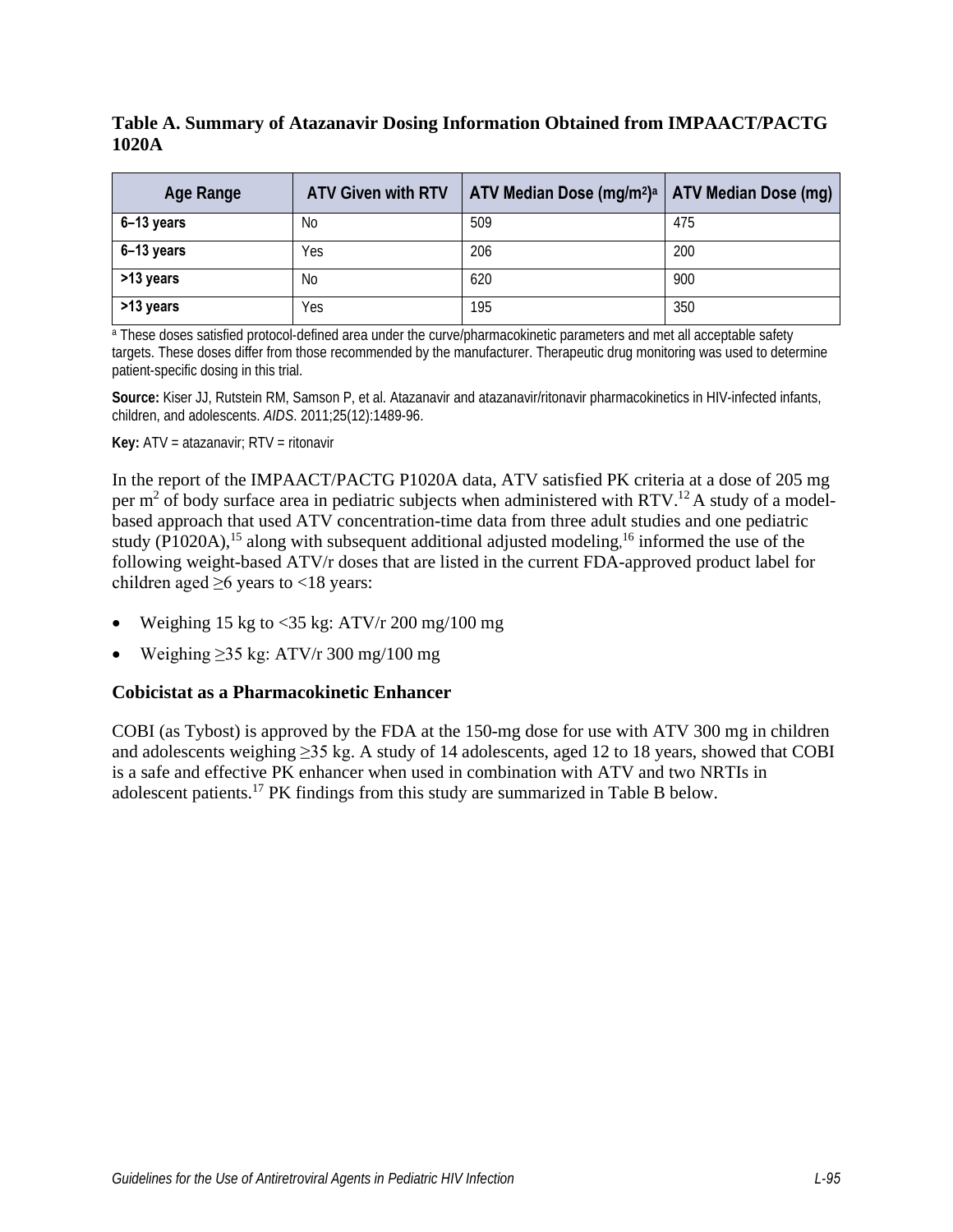**Table A. Summary of Atazanavir Dosing Information Obtained from IMPAACT/PACTG 1020A**

| Age Range | ATV Given with RTV | ATV Median Dose ($mg/m^2$)[a] | ATV Median Dose (mg) |
|---|---|---|---|
| **6–13 years** | No | 509 | 475 |
| **6–13 years** | Yes | 206 | 200 |
| **>13 years** | No | 620 | 900 |
| **>13 years** | Yes | 195 | 350 |

[a] These doses satisfied protocol-defined area under the curve/pharmacokinetic parameters and met all acceptable safety targets. These doses differ from those recommended by the manufacturer. Therapeutic drug monitoring was used to determine patient-specific dosing in this trial.

**Source:** Kiser JJ, Rutstein RM, Samson P, et al. Atazanavir and atazanavir/ritonavir pharmacokinetics in HIV-infected infants, children, and adolescents. *AIDS*. 2011;25(12):1489-96.

**Key:** ATV = atazanavir; RTV = ritonavir

In the report of the IMPAACT/PACTG P1020A data, ATV satisfied PK criteria at a dose of 205 mg per $m^2$ of body surface area in pediatric subjects when administered with RTV.[12] A study of a model-based approach that used ATV concentration-time data from three adult studies and one pediatric study (P1020A),[15] along with subsequent additional adjusted modeling,[16] informed the use of the following weight-based ATV/r doses that are listed in the current FDA-approved product label for children aged ≥6 years to <18 years:

- Weighing 15 kg to <35 kg: ATV/r 200 mg/100 mg
- Weighing ≥35 kg: ATV/r 300 mg/100 mg

### Cobicistat as a Pharmacokinetic Enhancer

COBI (as Tybost) is approved by the FDA at the 150-mg dose for use with ATV 300 mg in children and adolescents weighing ≥35 kg. A study of 14 adolescents, aged 12 to 18 years, showed that COBI is a safe and effective PK enhancer when used in combination with ATV and two NRTIs in adolescent patients.[17] PK findings from this study are summarized in Table B below.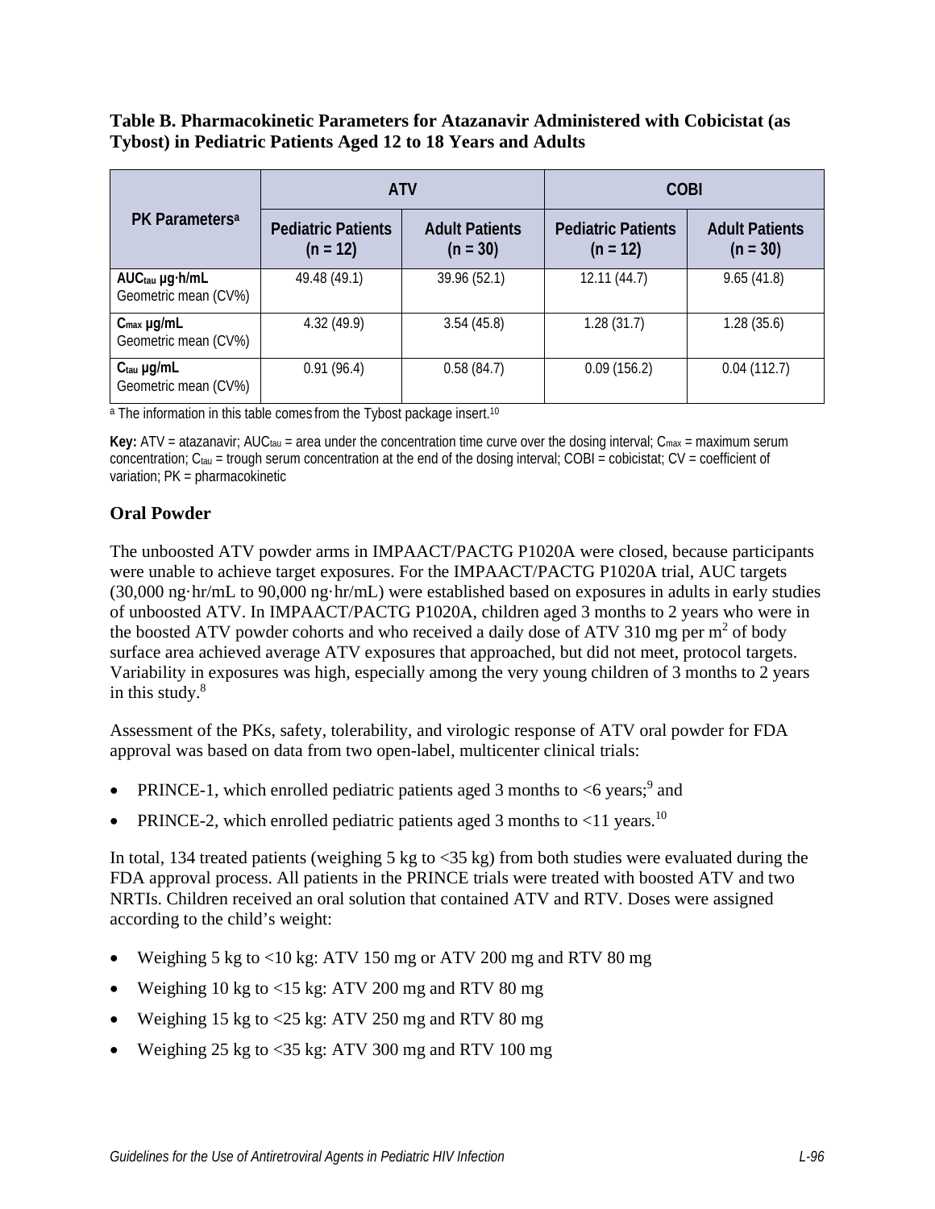**Table B. Pharmacokinetic Parameters for Atazanavir Administered with Cobicistat (as Tybost) in Pediatric Patients Aged 12 to 18 Years and Adults**

| PK Parameters[a] | ATV | | COBI | |
|---|---|---|---|---|
| | Pediatric Patients (n = 12) | Adult Patients (n = 30) | Pediatric Patients (n = 12) | Adult Patients (n = 30) |
| **$AUC_{tau}$ μg·h/mL** Geometric mean (CV%) | 49.48 (49.1) | 39.96 (52.1) | 12.11 (44.7) | 9.65 (41.8) |
| **$C_{max}$ μg/mL** Geometric mean (CV%) | 4.32 (49.9) | 3.54 (45.8) | 1.28 (31.7) | 1.28 (35.6) |
| **$C_{tau}$ μg/mL** Geometric mean (CV%) | 0.91 (96.4) | 0.58 (84.7) | 0.09 (156.2) | 0.04 (112.7) |

[a] The information in this table comes from the Tybost package insert.[10]

**Key:** ATV = atazanavir; $AUC_{tau}$ = area under the concentration time curve over the dosing interval; $C_{max}$ = maximum serum concentration; $C_{tau}$ = trough serum concentration at the end of the dosing interval; COBI = cobicistat; CV = coefficient of variation; PK = pharmacokinetic

### Oral Powder

The unboosted ATV powder arms in IMPAACT/PACTG P1020A were closed, because participants were unable to achieve target exposures. For the IMPAACT/PACTG P1020A trial, AUC targets (30,000 ng·hr/mL to 90,000 ng·hr/mL) were established based on exposures in adults in early studies of unboosted ATV. In IMPAACT/PACTG P1020A, children aged 3 months to 2 years who were in the boosted ATV powder cohorts and who received a daily dose of ATV 310 mg per $m^2$ of body surface area achieved average ATV exposures that approached, but did not meet, protocol targets. Variability in exposures was high, especially among the very young children of 3 months to 2 years in this study.[8]

Assessment of the PKs, safety, tolerability, and virologic response of ATV oral powder for FDA approval was based on data from two open-label, multicenter clinical trials:

- PRINCE-1, which enrolled pediatric patients aged 3 months to <6 years;[9] and
- PRINCE-2, which enrolled pediatric patients aged 3 months to <11 years.[10]

In total, 134 treated patients (weighing 5 kg to <35 kg) from both studies were evaluated during the FDA approval process. All patients in the PRINCE trials were treated with boosted ATV and two NRTIs. Children received an oral solution that contained ATV and RTV. Doses were assigned according to the child's weight:

- Weighing 5 kg to <10 kg: ATV 150 mg or ATV 200 mg and RTV 80 mg
- Weighing 10 kg to <15 kg: ATV 200 mg and RTV 80 mg
- Weighing 15 kg to <25 kg: ATV 250 mg and RTV 80 mg
- Weighing 25 kg to <35 kg: ATV 300 mg and RTV 100 mg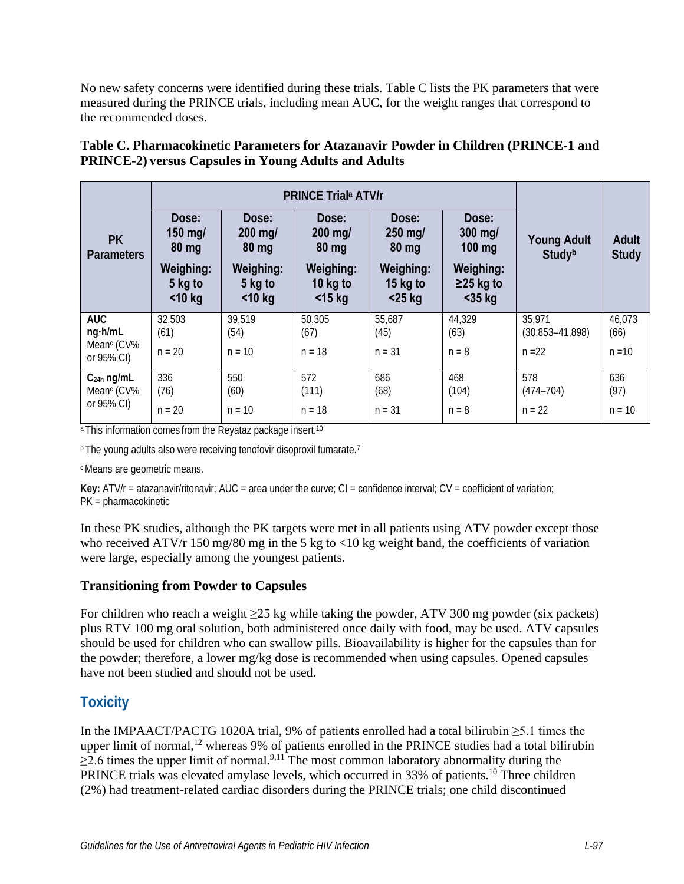No new safety concerns were identified during these trials. Table C lists the PK parameters that were measured during the PRINCE trials, including mean AUC, for the weight ranges that correspond to the recommended doses.

**Table C. Pharmacokinetic Parameters for Atazanavir Powder in Children (PRINCE-1 and PRINCE-2) versus Capsules in Young Adults and Adults**

| PK Parameters | PRINCE Trial[a] ATV/r | | | | | Young Adult Study[b] | Adult Study |
|---|---|---|---|---|---|---|---|
| | Dose: 150 mg/ 80 mg Weighing: 5 kg to <10 kg | Dose: 200 mg/ 80 mg Weighing: 5 kg to <10 kg | Dose: 200 mg/ 80 mg Weighing: 10 kg to <15 kg | Dose: 250 mg/ 80 mg Weighing: 15 kg to <25 kg | Dose: 300 mg/ 100 mg Weighing: ≥25 kg to <35 kg | | |
| **AUC ng·h/mL** Mean[c] (CV% or 95% CI) | 32,503 (61) n = 20 | 39,519 (54) n = 10 | 50,305 (67) n = 18 | 55,687 (45) n = 31 | 44,329 (63) n = 8 | 35,971 (30,853–41,898) n =22 | 46,073 (66) n =10 |
| **$C_{24h}$ ng/mL** Mean[c] (CV% or 95% CI) | 336 (76) n = 20 | 550 (60) n = 10 | 572 (111) n = 18 | 686 (68) n = 31 | 468 (104) n = 8 | 578 (474–704) n = 22 | 636 (97) n = 10 |

[a] This information comes from the Reyataz package insert.[10]

[b] The young adults also were receiving tenofovir disoproxil fumarate.[7]

[c] Means are geometric means.

**Key:** ATV/r = atazanavir/ritonavir; AUC = area under the curve; CI = confidence interval; CV = coefficient of variation; PK = pharmacokinetic

In these PK studies, although the PK targets were met in all patients using ATV powder except those who received ATV/r 150 mg/80 mg in the 5 kg to <10 kg weight band, the coefficients of variation were large, especially among the youngest patients.

### Transitioning from Powder to Capsules

For children who reach a weight ≥25 kg while taking the powder, ATV 300 mg powder (six packets) plus RTV 100 mg oral solution, both administered once daily with food, may be used. ATV capsules should be used for children who can swallow pills. Bioavailability is higher for the capsules than for the powder; therefore, a lower mg/kg dose is recommended when using capsules. Opened capsules have not been studied and should not be used.

## Toxicity

In the IMPAACT/PACTG 1020A trial, 9% of patients enrolled had a total bilirubin ≥5.1 times the upper limit of normal,[12] whereas 9% of patients enrolled in the PRINCE studies had a total bilirubin ≥2.6 times the upper limit of normal.[9,11] The most common laboratory abnormality during the PRINCE trials was elevated amylase levels, which occurred in 33% of patients.[10] Three children (2%) had treatment-related cardiac disorders during the PRINCE trials; one child discontinued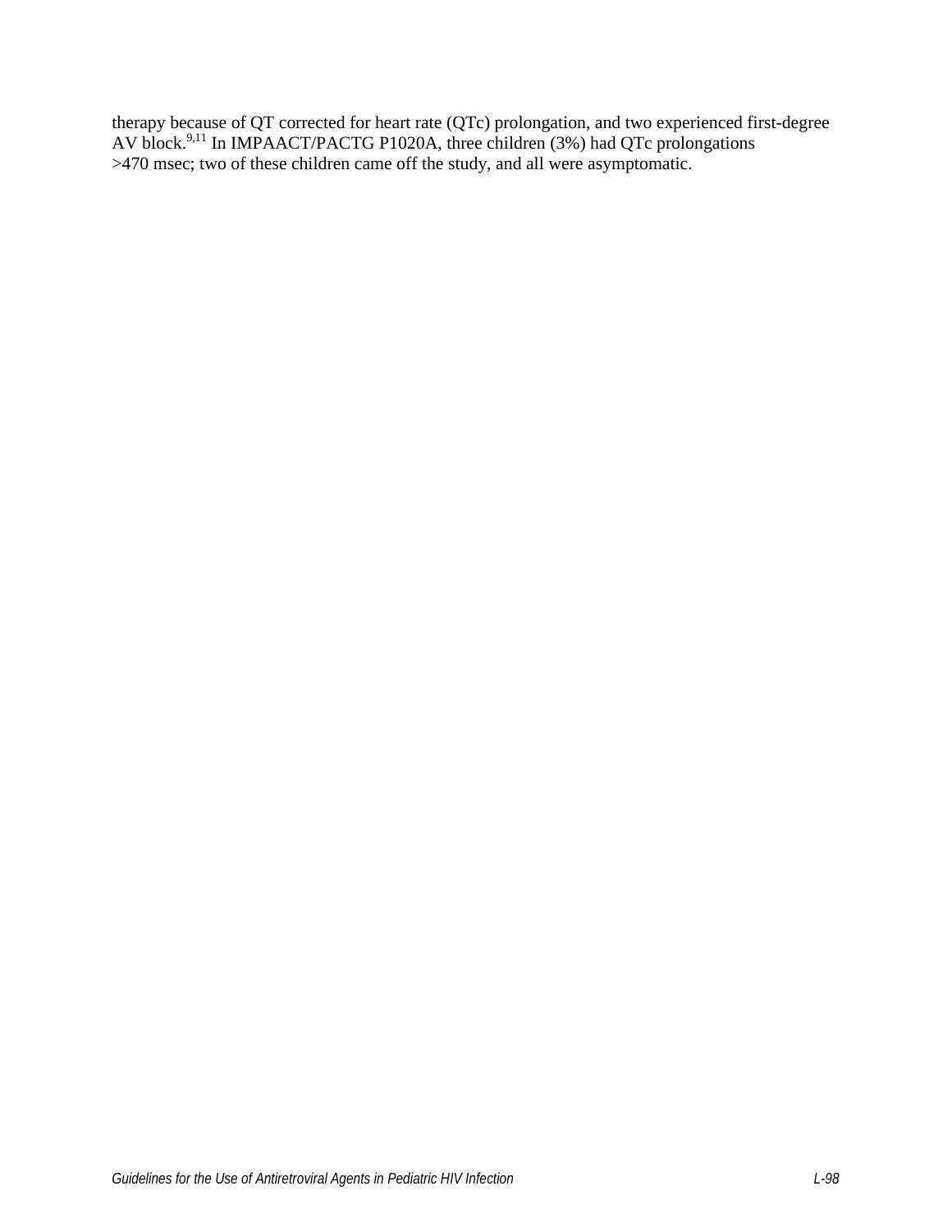therapy because of QT corrected for heart rate (QTc) prolongation, and two experienced first-degree AV block.[9,11] In IMPAACT/PACTG P1020A, three children (3%) had QTc prolongations >470 msec; two of these children came off the study, and all were asymptomatic.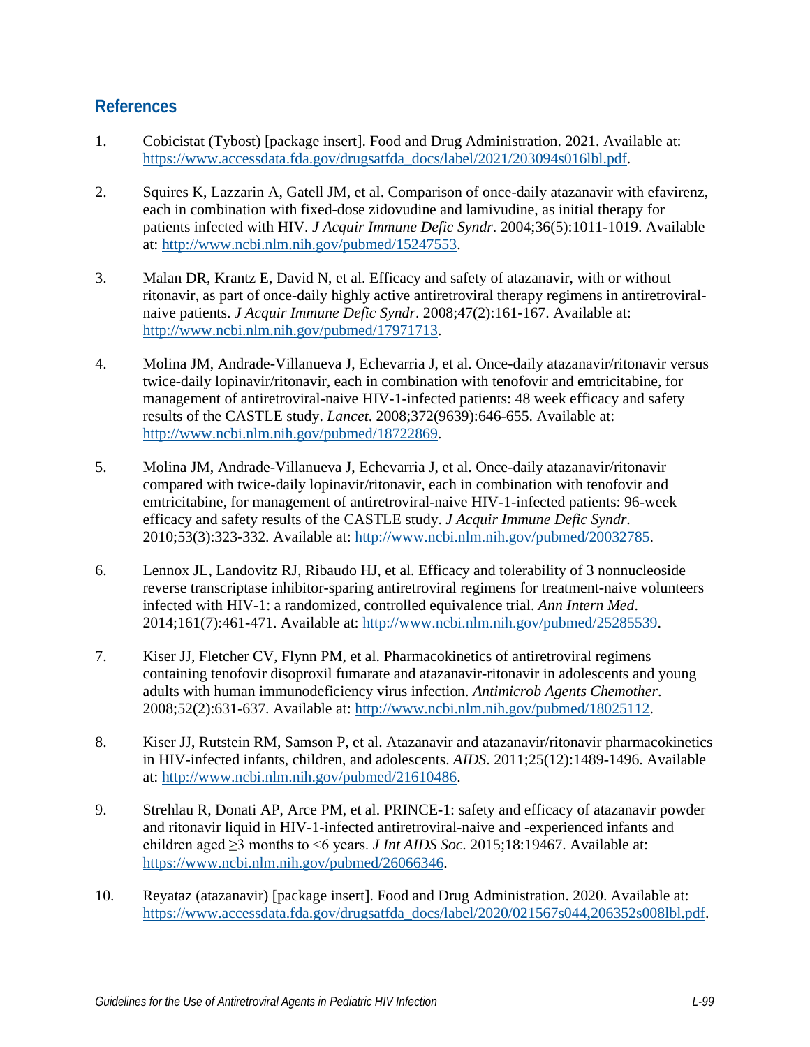## References

1. Cobicistat (Tybost) [package insert]. Food and Drug Administration. 2021. Available at: https://www.accessdata.fda.gov/drugsatfda_docs/label/2021/203094s016lbl.pdf.

2. Squires K, Lazzarin A, Gatell JM, et al. Comparison of once-daily atazanavir with efavirenz, each in combination with fixed-dose zidovudine and lamivudine, as initial therapy for patients infected with HIV. *J Acquir Immune Defic Syndr*. 2004;36(5):1011-1019. Available at: http://www.ncbi.nlm.nih.gov/pubmed/15247553.

3. Malan DR, Krantz E, David N, et al. Efficacy and safety of atazanavir, with or without ritonavir, as part of once-daily highly active antiretroviral therapy regimens in antiretroviral-naive patients. *J Acquir Immune Defic Syndr*. 2008;47(2):161-167. Available at: http://www.ncbi.nlm.nih.gov/pubmed/17971713.

4. Molina JM, Andrade-Villanueva J, Echevarria J, et al. Once-daily atazanavir/ritonavir versus twice-daily lopinavir/ritonavir, each in combination with tenofovir and emtricitabine, for management of antiretroviral-naive HIV-1-infected patients: 48 week efficacy and safety results of the CASTLE study. *Lancet*. 2008;372(9639):646-655. Available at: http://www.ncbi.nlm.nih.gov/pubmed/18722869.

5. Molina JM, Andrade-Villanueva J, Echevarria J, et al. Once-daily atazanavir/ritonavir compared with twice-daily lopinavir/ritonavir, each in combination with tenofovir and emtricitabine, for management of antiretroviral-naive HIV-1-infected patients: 96-week efficacy and safety results of the CASTLE study. *J Acquir Immune Defic Syndr*. 2010;53(3):323-332. Available at: http://www.ncbi.nlm.nih.gov/pubmed/20032785.

6. Lennox JL, Landovitz RJ, Ribaudo HJ, et al. Efficacy and tolerability of 3 nonnucleoside reverse transcriptase inhibitor-sparing antiretroviral regimens for treatment-naive volunteers infected with HIV-1: a randomized, controlled equivalence trial. *Ann Intern Med*. 2014;161(7):461-471. Available at: http://www.ncbi.nlm.nih.gov/pubmed/25285539.

7. Kiser JJ, Fletcher CV, Flynn PM, et al. Pharmacokinetics of antiretroviral regimens containing tenofovir disoproxil fumarate and atazanavir-ritonavir in adolescents and young adults with human immunodeficiency virus infection. *Antimicrob Agents Chemother*. 2008;52(2):631-637. Available at: http://www.ncbi.nlm.nih.gov/pubmed/18025112.

8. Kiser JJ, Rutstein RM, Samson P, et al. Atazanavir and atazanavir/ritonavir pharmacokinetics in HIV-infected infants, children, and adolescents. *AIDS*. 2011;25(12):1489-1496. Available at: http://www.ncbi.nlm.nih.gov/pubmed/21610486.

9. Strehlau R, Donati AP, Arce PM, et al. PRINCE-1: safety and efficacy of atazanavir powder and ritonavir liquid in HIV-1-infected antiretroviral-naive and -experienced infants and children aged ≥3 months to <6 years. *J Int AIDS Soc*. 2015;18:19467. Available at: https://www.ncbi.nlm.nih.gov/pubmed/26066346.

10. Reyataz (atazanavir) [package insert]. Food and Drug Administration. 2020. Available at: https://www.accessdata.fda.gov/drugsatfda_docs/label/2020/021567s044,206352s008lbl.pdf.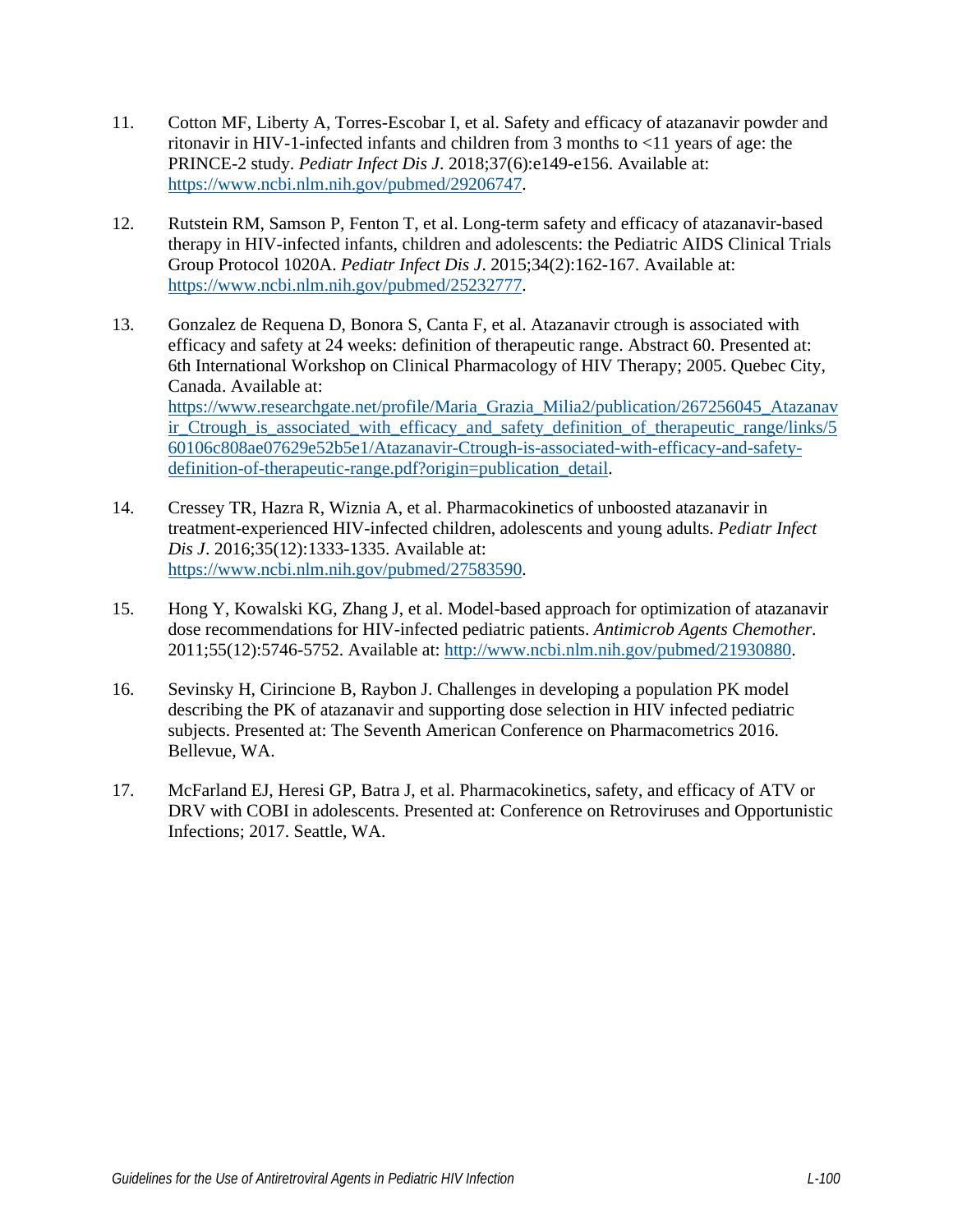11. Cotton MF, Liberty A, Torres-Escobar I, et al. Safety and efficacy of atazanavir powder and ritonavir in HIV-1-infected infants and children from 3 months to <11 years of age: the PRINCE-2 study. *Pediatr Infect Dis J*. 2018;37(6):e149-e156. Available at: https://www.ncbi.nlm.nih.gov/pubmed/29206747.

12. Rutstein RM, Samson P, Fenton T, et al. Long-term safety and efficacy of atazanavir-based therapy in HIV-infected infants, children and adolescents: the Pediatric AIDS Clinical Trials Group Protocol 1020A. *Pediatr Infect Dis J*. 2015;34(2):162-167. Available at: https://www.ncbi.nlm.nih.gov/pubmed/25232777.

13. Gonzalez de Requena D, Bonora S, Canta F, et al. Atazanavir ctrough is associated with efficacy and safety at 24 weeks: definition of therapeutic range. Abstract 60. Presented at: 6th International Workshop on Clinical Pharmacology of HIV Therapy; 2005. Quebec City, Canada. Available at: https://www.researchgate.net/profile/Maria_Grazia_Milia2/publication/267256045_Atazanavir_Ctrough_is_associated_with_efficacy_and_safety_definition_of_therapeutic_range/links/560106c808ae07629e52b5e1/Atazanavir-Ctrough-is-associated-with-efficacy-and-safety-definition-of-therapeutic-range.pdf?origin=publication_detail.

14. Cressey TR, Hazra R, Wiznia A, et al. Pharmacokinetics of unboosted atazanavir in treatment-experienced HIV-infected children, adolescents and young adults. *Pediatr Infect Dis J*. 2016;35(12):1333-1335. Available at: https://www.ncbi.nlm.nih.gov/pubmed/27583590.

15. Hong Y, Kowalski KG, Zhang J, et al. Model-based approach for optimization of atazanavir dose recommendations for HIV-infected pediatric patients. *Antimicrob Agents Chemother*. 2011;55(12):5746-5752. Available at: http://www.ncbi.nlm.nih.gov/pubmed/21930880.

16. Sevinsky H, Cirincione B, Raybon J. Challenges in developing a population PK model describing the PK of atazanavir and supporting dose selection in HIV infected pediatric subjects. Presented at: The Seventh American Conference on Pharmacometrics 2016. Bellevue, WA.

17. McFarland EJ, Heresi GP, Batra J, et al. Pharmacokinetics, safety, and efficacy of ATV or DRV with COBI in adolescents. Presented at: Conference on Retroviruses and Opportunistic Infections; 2017. Seattle, WA.